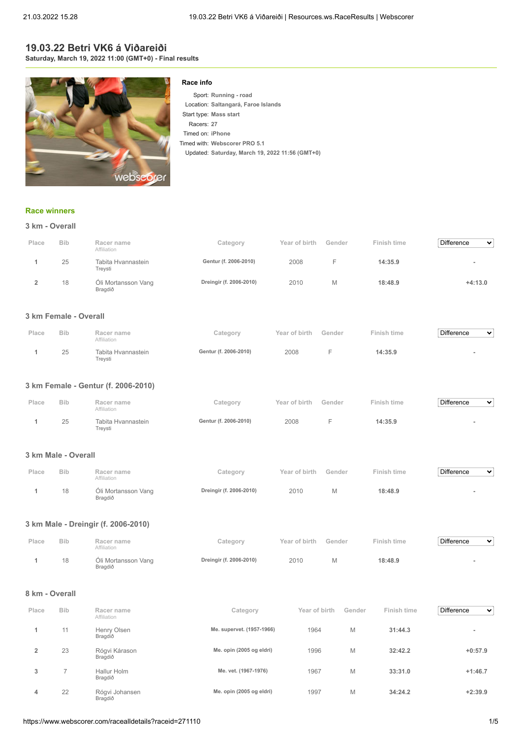# 19.03.22 Betri VK6 á Viðareiði

**Saturday, March 19, 2022 11:00 (GMT+0) - Final results**

### Race info

- Sport: **Running - road**
- Location: **Saltangará, Faroe Islands**
- Start type: **Mass start**
- Racers: **27**
- Timed on: **iPhone**
- Timed with: **Webscorer PRO 5.1**
- Updated: **Saturday, March 19, 2022 11:56 (GMT+0)**

## Race winners

### 3 km - Overall

| Place | Bib | Racer name / Affiliation | Category | Year of birth | Gender | Finish time | Difference |
|---|---|---|---|---|---|---|---|
| 1 | 25 | Tabita Hvannastein<br>Treysti | Gentur (f. 2006-2010) | 2008 | F | **14:35.9** | - |
| 2 | 18 | Óli Mortansson Vang<br>Bragdið | Dreingir (f. 2006-2010) | 2010 | M | **18:48.9** | +4:13.0 |

### 3 km Female - Overall

| Place | Bib | Racer name / Affiliation | Category | Year of birth | Gender | Finish time | Difference |
|---|---|---|---|---|---|---|---|
| 1 | 25 | Tabita Hvannastein<br>Treysti | Gentur (f. 2006-2010) | 2008 | F | **14:35.9** | - |

### 3 km Female - Gentur (f. 2006-2010)

| Place | Bib | Racer name / Affiliation | Category | Year of birth | Gender | Finish time | Difference |
|---|---|---|---|---|---|---|---|
| 1 | 25 | Tabita Hvannastein<br>Treysti | Gentur (f. 2006-2010) | 2008 | F | **14:35.9** | - |

### 3 km Male - Overall

| Place | Bib | Racer name / Affiliation | Category | Year of birth | Gender | Finish time | Difference |
|---|---|---|---|---|---|---|---|
| 1 | 18 | Óli Mortansson Vang<br>Bragdið | Dreingir (f. 2006-2010) | 2010 | M | **18:48.9** | - |

### 3 km Male - Dreingir (f. 2006-2010)

| Place | Bib | Racer name / Affiliation | Category | Year of birth | Gender | Finish time | Difference |
|---|---|---|---|---|---|---|---|
| 1 | 18 | Óli Mortansson Vang<br>Bragdið | Dreingir (f. 2006-2010) | 2010 | M | **18:48.9** | - |

### 8 km - Overall

| Place | Bib | Racer name / Affiliation | Category | Year of birth | Gender | Finish time | Difference |
|---|---|---|---|---|---|---|---|
| 1 | 11 | Henry Olsen<br>Bragdið | Me. supervet. (1957-1966) | 1964 | M | **31:44.3** | - |
| 2 | 23 | Rógvi Kárason<br>Bragdið | Me. opin (2005 og eldri) | 1996 | M | **32:42.2** | +0:57.9 |
| 3 | 7 | Hallur Holm<br>Bragdið | Me. vet. (1967-1976) | 1967 | M | **33:31.0** | +1:46.7 |
| 4 | 22 | Rógvi Johansen<br>Bragdið | Me. opin (2005 og eldri) | 1997 | M | **34:24.2** | +2:39.9 |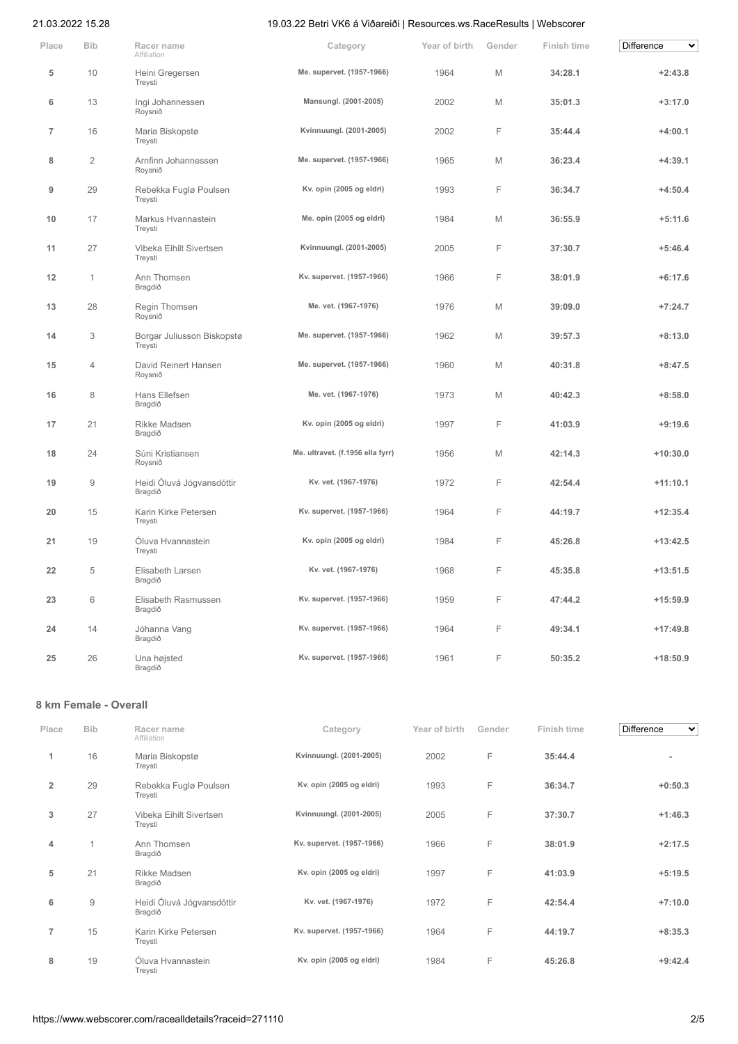| Place | Bib | Racer name<br>Affiliation | Category | Year of birth | Gender | Finish time | Difference |
|---|---|---|---|---|---|---|---|
| 5 | 10 | Heini Gregersen<br>Treysti | Me. supervet. (1957-1966) | 1964 | M | 34:28.1 | +2:43.8 |
| 6 | 13 | Ingi Johannessen<br>Roysnið | Mansungl. (2001-2005) | 2002 | M | 35:01.3 | +3:17.0 |
| 7 | 16 | Maria Biskopstø<br>Treysti | Kvinnuungl. (2001-2005) | 2002 | F | 35:44.4 | +4:00.1 |
| 8 | 2 | Arnfinn Johannessen<br>Roysnið | Me. supervet. (1957-1966) | 1965 | M | 36:23.4 | +4:39.1 |
| 9 | 29 | Rebekka Fuglø Poulsen<br>Treysti | Kv. opin (2005 og eldri) | 1993 | F | 36:34.7 | +4:50.4 |
| 10 | 17 | Markus Hvannastein<br>Treysti | Me. opin (2005 og eldri) | 1984 | M | 36:55.9 | +5:11.6 |
| 11 | 27 | Vibeka Eihilt Sivertsen<br>Treysti | Kvinnuungl. (2001-2005) | 2005 | F | 37:30.7 | +5:46.4 |
| 12 | 1 | Ann Thomsen<br>Bragdið | Kv. supervet. (1957-1966) | 1966 | F | 38:01.9 | +6:17.6 |
| 13 | 28 | Regin Thomsen<br>Roysnið | Me. vet. (1967-1976) | 1976 | M | 39:09.0 | +7:24.7 |
| 14 | 3 | Borgar Juliusson Biskopstø<br>Treysti | Me. supervet. (1957-1966) | 1962 | M | 39:57.3 | +8:13.0 |
| 15 | 4 | David Reinert Hansen<br>Roysnið | Me. supervet. (1957-1966) | 1960 | M | 40:31.8 | +8:47.5 |
| 16 | 8 | Hans Ellefsen<br>Bragdið | Me. vet. (1967-1976) | 1973 | M | 40:42.3 | +8:58.0 |
| 17 | 21 | Rikke Madsen<br>Bragdið | Kv. opin (2005 og eldri) | 1997 | F | 41:03.9 | +9:19.6 |
| 18 | 24 | Súni Kristiansen<br>Roysnið | Me. ultravet. (f.1956 ella fyrr) | 1956 | M | 42:14.3 | +10:30.0 |
| 19 | 9 | Heidi Óluvá Jógvansdóttir<br>Bragdið | Kv. vet. (1967-1976) | 1972 | F | 42:54.4 | +11:10.1 |
| 20 | 15 | Karin Kirke Petersen<br>Treysti | Kv. supervet. (1957-1966) | 1964 | F | 44:19.7 | +12:35.4 |
| 21 | 19 | Óluva Hvannastein<br>Treysti | Kv. opin (2005 og eldri) | 1984 | F | 45:26.8 | +13:42.5 |
| 22 | 5 | Elisabeth Larsen<br>Bragdið | Kv. vet. (1967-1976) | 1968 | F | 45:35.8 | +13:51.5 |
| 23 | 6 | Elisabeth Rasmussen<br>Bragdið | Kv. supervet. (1957-1966) | 1959 | F | 47:44.2 | +15:59.9 |
| 24 | 14 | Jóhanna Vang<br>Bragdið | Kv. supervet. (1957-1966) | 1964 | F | 49:34.1 | +17:49.8 |
| 25 | 26 | Una højsted<br>Bragdið | Kv. supervet. (1957-1966) | 1961 | F | 50:35.2 | +18:50.9 |

## 8 km Female - Overall

| Place | Bib | Racer name<br>Affiliation | Category | Year of birth | Gender | Finish time | Difference |
|---|---|---|---|---|---|---|---|
| 1 | 16 | Maria Biskopstø<br>Treysti | Kvinnuungl. (2001-2005) | 2002 | F | 35:44.4 | - |
| 2 | 29 | Rebekka Fuglø Poulsen<br>Treysti | Kv. opin (2005 og eldri) | 1993 | F | 36:34.7 | +0:50.3 |
| 3 | 27 | Vibeka Eihilt Sivertsen<br>Treysti | Kvinnuungl. (2001-2005) | 2005 | F | 37:30.7 | +1:46.3 |
| 4 | 1 | Ann Thomsen<br>Bragdið | Kv. supervet. (1957-1966) | 1966 | F | 38:01.9 | +2:17.5 |
| 5 | 21 | Rikke Madsen<br>Bragdið | Kv. opin (2005 og eldri) | 1997 | F | 41:03.9 | +5:19.5 |
| 6 | 9 | Heidi Óluvá Jógvansdóttir<br>Bragdið | Kv. vet. (1967-1976) | 1972 | F | 42:54.4 | +7:10.0 |
| 7 | 15 | Karin Kirke Petersen<br>Treysti | Kv. supervet. (1957-1966) | 1964 | F | 44:19.7 | +8:35.3 |
| 8 | 19 | Óluva Hvannastein<br>Treysti | Kv. opin (2005 og eldri) | 1984 | F | 45:26.8 | +9:42.4 |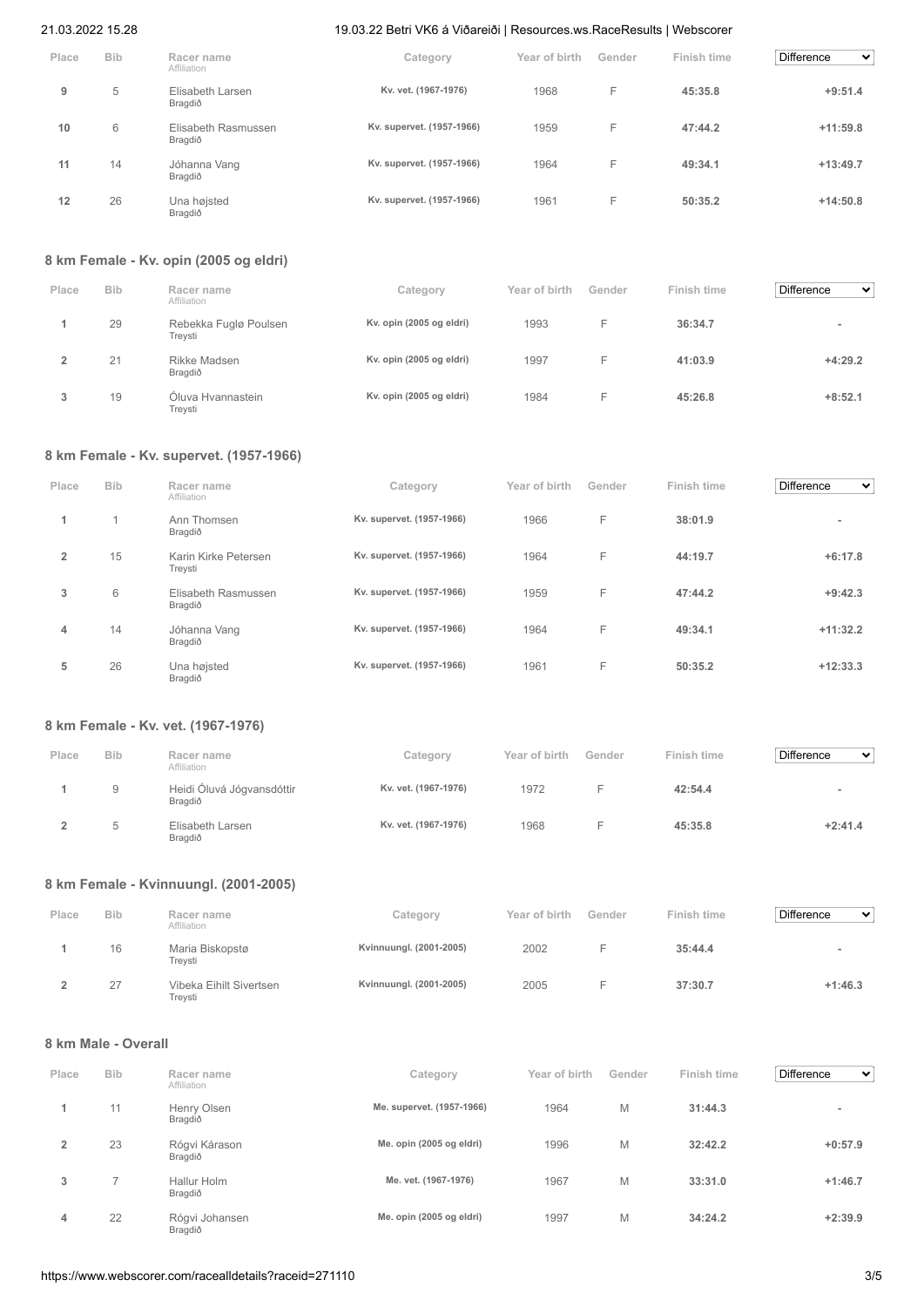| Place | Bib | Racer name<br>Affiliation | Category | Year of birth | Gender | Finish time | Difference |
|---|---|---|---|---|---|---|---|
| 9 | 5 | Elisabeth Larsen<br>Bragdið | Kv. vet. (1967-1976) | 1968 | F | 45:35.8 | +9:51.4 |
| 10 | 6 | Elisabeth Rasmussen<br>Bragdið | Kv. supervet. (1957-1966) | 1959 | F | 47:44.2 | +11:59.8 |
| 11 | 14 | Jóhanna Vang<br>Bragdið | Kv. supervet. (1957-1966) | 1964 | F | 49:34.1 | +13:49.7 |
| 12 | 26 | Una højsted<br>Bragdið | Kv. supervet. (1957-1966) | 1961 | F | 50:35.2 | +14:50.8 |

## 8 km Female - Kv. opin (2005 og eldri)

| Place | Bib | Racer name<br>Affiliation | Category | Year of birth | Gender | Finish time | Difference |
|---|---|---|---|---|---|---|---|
| 1 | 29 | Rebekka Fuglø Poulsen<br>Treysti | Kv. opin (2005 og eldri) | 1993 | F | 36:34.7 | - |
| 2 | 21 | Rikke Madsen<br>Bragdið | Kv. opin (2005 og eldri) | 1997 | F | 41:03.9 | +4:29.2 |
| 3 | 19 | Óluva Hvannastein<br>Treysti | Kv. opin (2005 og eldri) | 1984 | F | 45:26.8 | +8:52.1 |

## 8 km Female - Kv. supervet. (1957-1966)

| Place | Bib | Racer name<br>Affiliation | Category | Year of birth | Gender | Finish time | Difference |
|---|---|---|---|---|---|---|---|
| 1 | 1 | Ann Thomsen<br>Bragdið | Kv. supervet. (1957-1966) | 1966 | F | 38:01.9 | - |
| 2 | 15 | Karin Kirke Petersen<br>Treysti | Kv. supervet. (1957-1966) | 1964 | F | 44:19.7 | +6:17.8 |
| 3 | 6 | Elisabeth Rasmussen<br>Bragdið | Kv. supervet. (1957-1966) | 1959 | F | 47:44.2 | +9:42.3 |
| 4 | 14 | Jóhanna Vang<br>Bragdið | Kv. supervet. (1957-1966) | 1964 | F | 49:34.1 | +11:32.2 |
| 5 | 26 | Una højsted<br>Bragdið | Kv. supervet. (1957-1966) | 1961 | F | 50:35.2 | +12:33.3 |

## 8 km Female - Kv. vet. (1967-1976)

| Place | Bib | Racer name<br>Affiliation | Category | Year of birth | Gender | Finish time | Difference |
|---|---|---|---|---|---|---|---|
| 1 | 9 | Heidi Óluvá Jógvansdóttir<br>Bragdið | Kv. vet. (1967-1976) | 1972 | F | 42:54.4 | - |
| 2 | 5 | Elisabeth Larsen<br>Bragdið | Kv. vet. (1967-1976) | 1968 | F | 45:35.8 | +2:41.4 |

## 8 km Female - Kvinnuungl. (2001-2005)

| Place | Bib | Racer name<br>Affiliation | Category | Year of birth | Gender | Finish time | Difference |
|---|---|---|---|---|---|---|---|
| 1 | 16 | Maria Biskopstø<br>Treysti | Kvinnuungl. (2001-2005) | 2002 | F | 35:44.4 | - |
| 2 | 27 | Vibeka Eihilt Sivertsen<br>Treysti | Kvinnuungl. (2001-2005) | 2005 | F | 37:30.7 | +1:46.3 |

## 8 km Male - Overall

| Place | Bib | Racer name<br>Affiliation | Category | Year of birth | Gender | Finish time | Difference |
|---|---|---|---|---|---|---|---|
| 1 | 11 | Henry Olsen<br>Bragdið | Me. supervet. (1957-1966) | 1964 | M | 31:44.3 | - |
| 2 | 23 | Rógvi Kárason<br>Bragdið | Me. opin (2005 og eldri) | 1996 | M | 32:42.2 | +0:57.9 |
| 3 | 7 | Hallur Holm<br>Bragdið | Me. vet. (1967-1976) | 1967 | M | 33:31.0 | +1:46.7 |
| 4 | 22 | Rógvi Johansen<br>Bragdið | Me. opin (2005 og eldri) | 1997 | M | 34:24.2 | +2:39.9 |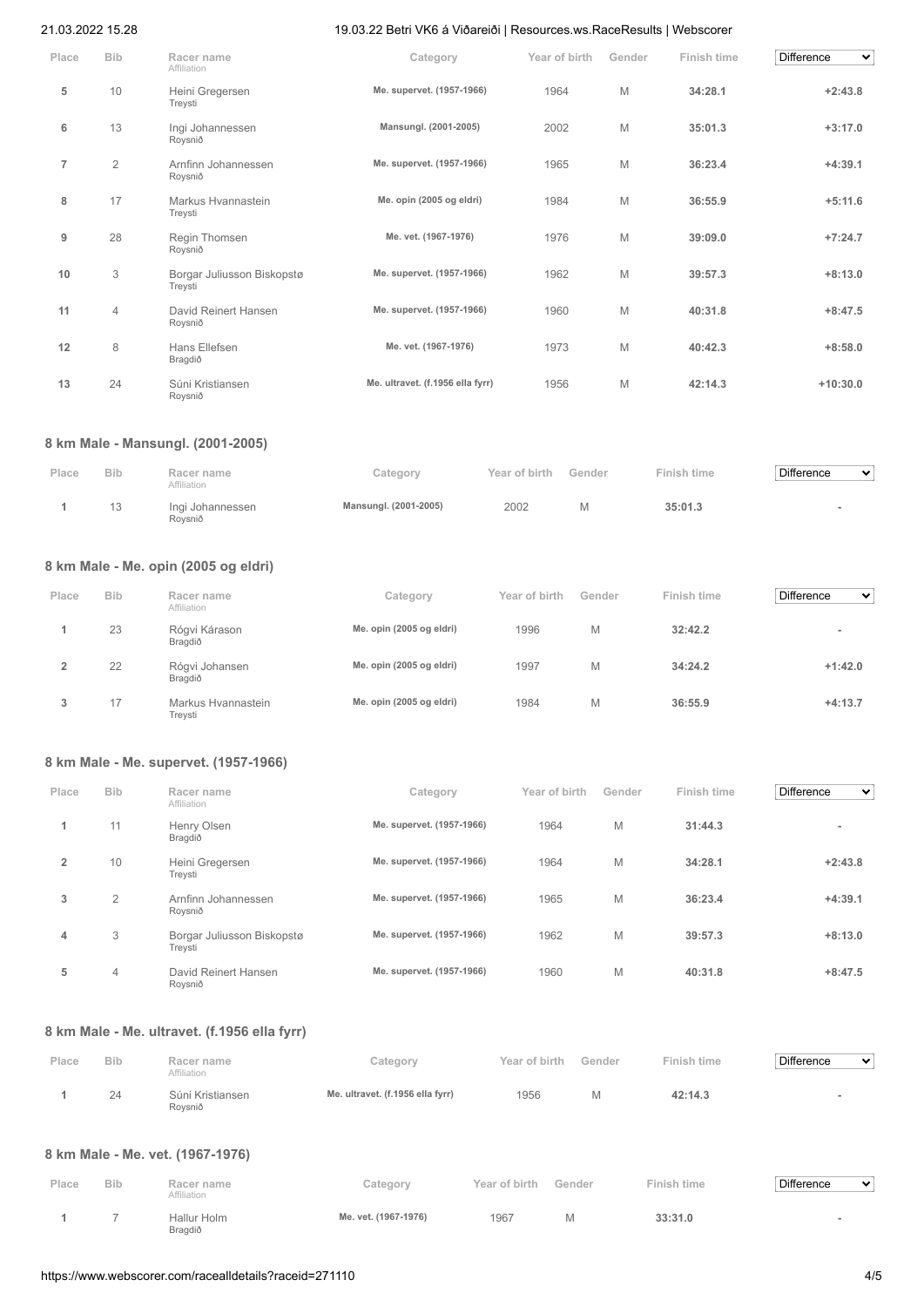| Place | Bib | Racer name<br>Affiliation | Category | Year of birth | Gender | Finish time | Difference |
|---|---|---|---|---|---|---|---|
| 5 | 10 | Heini Gregersen<br>Treysti | Me. supervet. (1957-1966) | 1964 | M | 34:28.1 | +2:43.8 |
| 6 | 13 | Ingi Johannessen<br>Roysnið | Mansungl. (2001-2005) | 2002 | M | 35:01.3 | +3:17.0 |
| 7 | 2 | Arnfinn Johannessen<br>Roysnið | Me. supervet. (1957-1966) | 1965 | M | 36:23.4 | +4:39.1 |
| 8 | 17 | Markus Hvannastein<br>Treysti | Me. opin (2005 og eldri) | 1984 | M | 36:55.9 | +5:11.6 |
| 9 | 28 | Regin Thomsen<br>Roysnið | Me. vet. (1967-1976) | 1976 | M | 39:09.0 | +7:24.7 |
| 10 | 3 | Borgar Juliusson Biskopstø<br>Treysti | Me. supervet. (1957-1966) | 1962 | M | 39:57.3 | +8:13.0 |
| 11 | 4 | David Reinert Hansen<br>Roysnið | Me. supervet. (1957-1966) | 1960 | M | 40:31.8 | +8:47.5 |
| 12 | 8 | Hans Ellefsen<br>Bragdið | Me. vet. (1967-1976) | 1973 | M | 40:42.3 | +8:58.0 |
| 13 | 24 | Súni Kristiansen<br>Roysnið | Me. ultravet. (f.1956 ella fyrr) | 1956 | M | 42:14.3 | +10:30.0 |

## 8 km Male - Mansungl. (2001-2005)

| Place | Bib | Racer name<br>Affiliation | Category | Year of birth | Gender | Finish time | Difference |
|---|---|---|---|---|---|---|---|
| 1 | 13 | Ingi Johannessen<br>Roysnið | Mansungl. (2001-2005) | 2002 | M | 35:01.3 | - |

## 8 km Male - Me. opin (2005 og eldri)

| Place | Bib | Racer name<br>Affiliation | Category | Year of birth | Gender | Finish time | Difference |
|---|---|---|---|---|---|---|---|
| 1 | 23 | Rógvi Kárason<br>Bragdið | Me. opin (2005 og eldri) | 1996 | M | 32:42.2 | - |
| 2 | 22 | Rógvi Johansen<br>Bragdið | Me. opin (2005 og eldri) | 1997 | M | 34:24.2 | +1:42.0 |
| 3 | 17 | Markus Hvannastein<br>Treysti | Me. opin (2005 og eldri) | 1984 | M | 36:55.9 | +4:13.7 |

## 8 km Male - Me. supervet. (1957-1966)

| Place | Bib | Racer name<br>Affiliation | Category | Year of birth | Gender | Finish time | Difference |
|---|---|---|---|---|---|---|---|
| 1 | 11 | Henry Olsen<br>Bragdið | Me. supervet. (1957-1966) | 1964 | M | 31:44.3 | - |
| 2 | 10 | Heini Gregersen<br>Treysti | Me. supervet. (1957-1966) | 1964 | M | 34:28.1 | +2:43.8 |
| 3 | 2 | Arnfinn Johannessen<br>Roysnið | Me. supervet. (1957-1966) | 1965 | M | 36:23.4 | +4:39.1 |
| 4 | 3 | Borgar Juliusson Biskopstø<br>Treysti | Me. supervet. (1957-1966) | 1962 | M | 39:57.3 | +8:13.0 |
| 5 | 4 | David Reinert Hansen<br>Roysnið | Me. supervet. (1957-1966) | 1960 | M | 40:31.8 | +8:47.5 |

## 8 km Male - Me. ultravet. (f.1956 ella fyrr)

| Place | Bib | Racer name<br>Affiliation | Category | Year of birth | Gender | Finish time | Difference |
|---|---|---|---|---|---|---|---|
| 1 | 24 | Súni Kristiansen<br>Roysnið | Me. ultravet. (f.1956 ella fyrr) | 1956 | M | 42:14.3 | - |

## 8 km Male - Me. vet. (1967-1976)

| Place | Bib | Racer name<br>Affiliation | Category | Year of birth | Gender | Finish time | Difference |
|---|---|---|---|---|---|---|---|
| 1 | 7 | Hallur Holm<br>Bragdið | Me. vet. (1967-1976) | 1967 | M | 33:31.0 | - |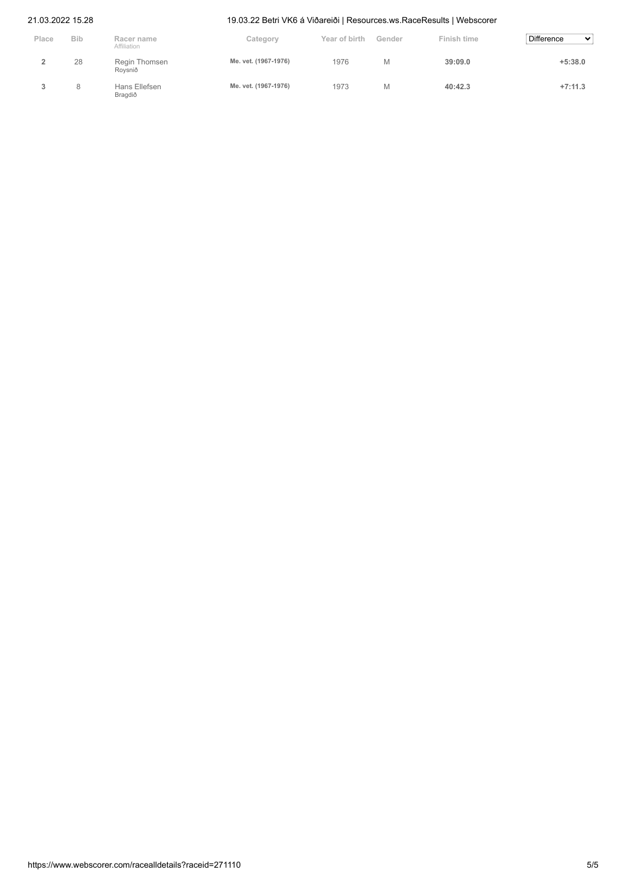| Place | Bib | Racer name<br>Affiliation | Category | Year of birth | Gender | Finish time | Difference |
|---|---|---|---|---|---|---|---|
| 2 | 28 | Regin Thomsen<br>Roysnið | Me. vet. (1967-1976) | 1976 | M | 39:09.0 | +5:38.0 |
| 3 | 8 | Hans Ellefsen<br>Bragdið | Me. vet. (1967-1976) | 1973 | M | 40:42.3 | +7:11.3 |